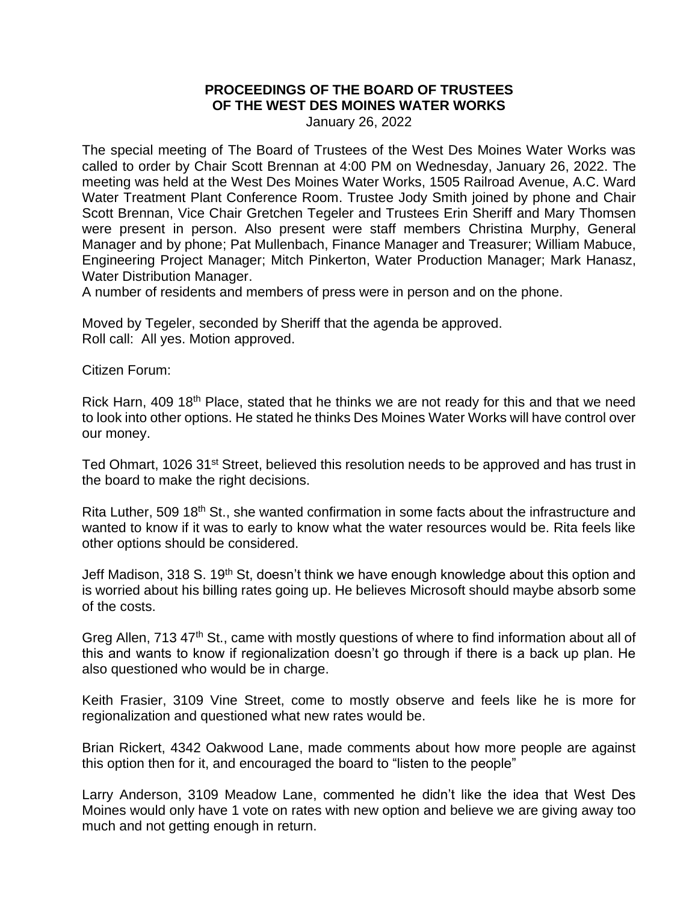# PROCEEDINGS OF THE BOARD OF TRUSTEES OF THE WEST DES MOINES WATER WORKS

January 26, 2022

The special meeting of The Board of Trustees of the West Des Moines Water Works was called to order by Chair Scott Brennan at 4:00 PM on Wednesday, January 26, 2022. The meeting was held at the West Des Moines Water Works, 1505 Railroad Avenue, A.C. Ward Water Treatment Plant Conference Room. Trustee Jody Smith joined by phone and Chair Scott Brennan, Vice Chair Gretchen Tegeler and Trustees Erin Sheriff and Mary Thomsen were present in person. Also present were staff members Christina Murphy, General Manager and by phone; Pat Mullenbach, Finance Manager and Treasurer; William Mabuce, Engineering Project Manager; Mitch Pinkerton, Water Production Manager; Mark Hanasz, Water Distribution Manager.
A number of residents and members of press were in person and on the phone.

Moved by Tegeler, seconded by Sheriff that the agenda be approved.
Roll call: All yes. Motion approved.

Citizen Forum:

Rick Harn, 409 18th Place, stated that he thinks we are not ready for this and that we need to look into other options. He stated he thinks Des Moines Water Works will have control over our money.

Ted Ohmart, 1026 31st Street, believed this resolution needs to be approved and has trust in the board to make the right decisions.

Rita Luther, 509 18th St., she wanted confirmation in some facts about the infrastructure and wanted to know if it was to early to know what the water resources would be. Rita feels like other options should be considered.

Jeff Madison, 318 S. 19th St, doesn't think we have enough knowledge about this option and is worried about his billing rates going up. He believes Microsoft should maybe absorb some of the costs.

Greg Allen, 713 47th St., came with mostly questions of where to find information about all of this and wants to know if regionalization doesn't go through if there is a back up plan. He also questioned who would be in charge.

Keith Frasier, 3109 Vine Street, come to mostly observe and feels like he is more for regionalization and questioned what new rates would be.

Brian Rickert, 4342 Oakwood Lane, made comments about how more people are against this option then for it, and encouraged the board to "listen to the people"

Larry Anderson, 3109 Meadow Lane, commented he didn't like the idea that West Des Moines would only have 1 vote on rates with new option and believe we are giving away too much and not getting enough in return.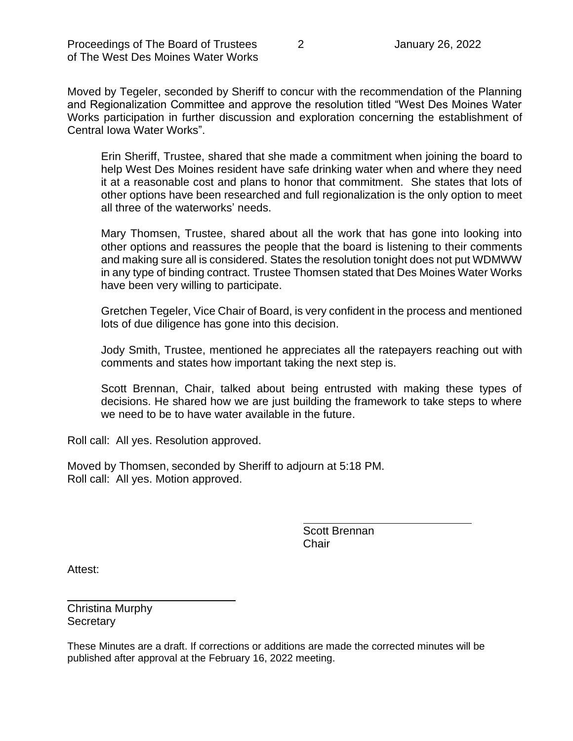Moved by Tegeler, seconded by Sheriff to concur with the recommendation of the Planning and Regionalization Committee and approve the resolution titled "West Des Moines Water Works participation in further discussion and exploration concerning the establishment of Central Iowa Water Works".

> Erin Sheriff, Trustee, shared that she made a commitment when joining the board to help West Des Moines resident have safe drinking water when and where they need it at a reasonable cost and plans to honor that commitment. She states that lots of other options have been researched and full regionalization is the only option to meet all three of the waterworks' needs.
>
> Mary Thomsen, Trustee, shared about all the work that has gone into looking into other options and reassures the people that the board is listening to their comments and making sure all is considered. States the resolution tonight does not put WDMWW in any type of binding contract. Trustee Thomsen stated that Des Moines Water Works have been very willing to participate.
>
> Gretchen Tegeler, Vice Chair of Board, is very confident in the process and mentioned lots of due diligence has gone into this decision.
>
> Jody Smith, Trustee, mentioned he appreciates all the ratepayers reaching out with comments and states how important taking the next step is.
>
> Scott Brennan, Chair, talked about being entrusted with making these types of decisions. He shared how we are just building the framework to take steps to where we need to be to have water available in the future.

Roll call: All yes. Resolution approved.

Moved by Thomsen, seconded by Sheriff to adjourn at 5:18 PM.
Roll call: All yes. Motion approved.

\_\_\_\_\_\_\_\_\_\_\_\_\_\_\_\_\_\_\_\_\_\_\_\_\_\_\_\_\_\_
Scott Brennan
Chair

Attest:

\_\_\_\_\_\_\_\_\_\_\_\_\_\_\_\_\_\_\_\_\_\_\_\_\_\_\_\_\_\_
Christina Murphy
Secretary

These Minutes are a draft. If corrections or additions are made the corrected minutes will be published after approval at the February 16, 2022 meeting.